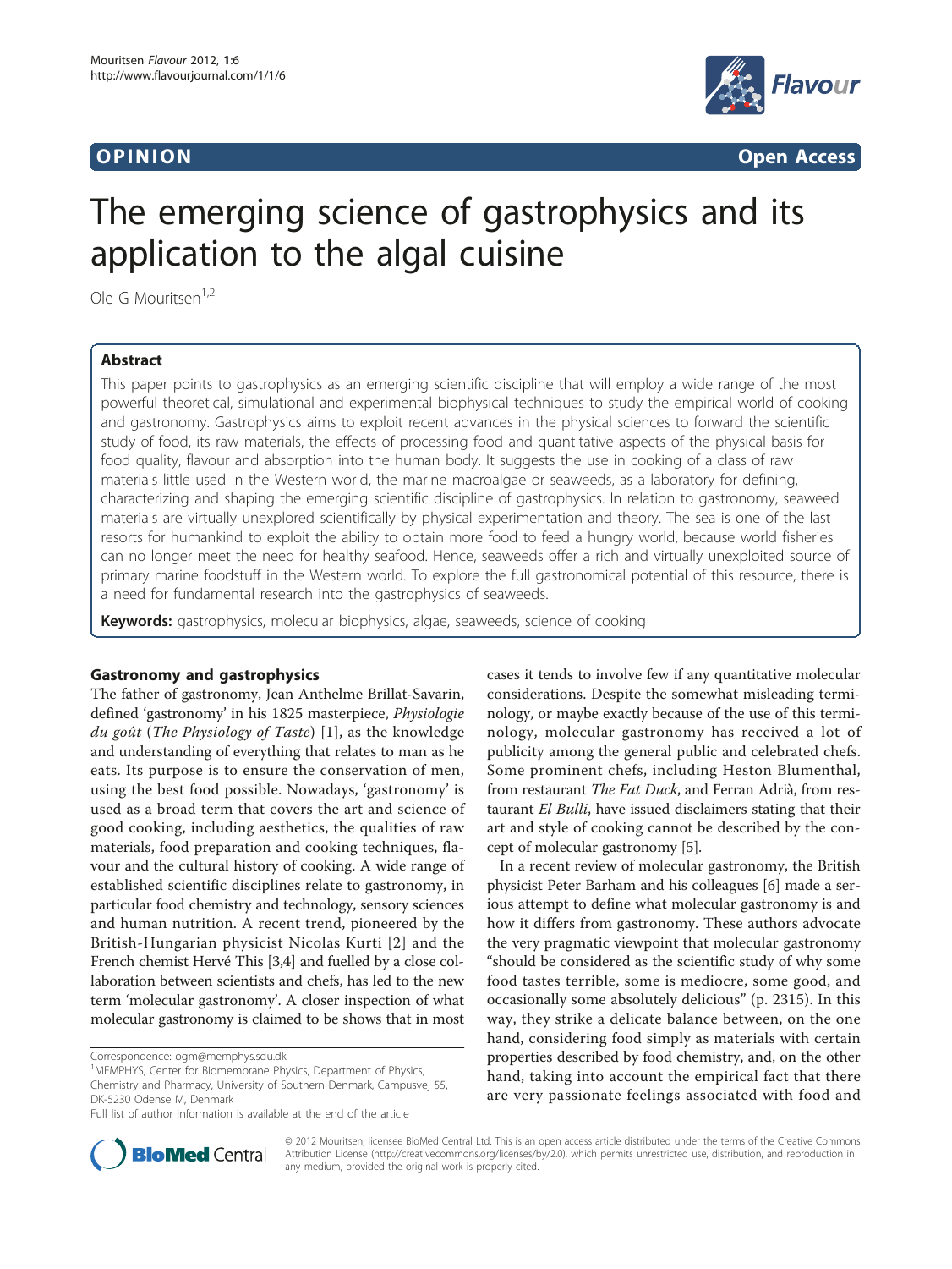OPINION Open Access

# The emerging science of gastrophysics and its application to the algal cuisine

Ole G Mouritsen[1,2]

## Abstract

This paper points to gastrophysics as an emerging scientific discipline that will employ a wide range of the most powerful theoretical, simulational and experimental biophysical techniques to study the empirical world of cooking and gastronomy. Gastrophysics aims to exploit recent advances in the physical sciences to forward the scientific study of food, its raw materials, the effects of processing food and quantitative aspects of the physical basis for food quality, flavour and absorption into the human body. It suggests the use in cooking of a class of raw materials little used in the Western world, the marine macroalgae or seaweeds, as a laboratory for defining, characterizing and shaping the emerging scientific discipline of gastrophysics. In relation to gastronomy, seaweed materials are virtually unexplored scientifically by physical experimentation and theory. The sea is one of the last resorts for humankind to exploit the ability to obtain more food to feed a hungry world, because world fisheries can no longer meet the need for healthy seafood. Hence, seaweeds offer a rich and virtually unexploited source of primary marine foodstuff in the Western world. To explore the full gastronomical potential of this resource, there is a need for fundamental research into the gastrophysics of seaweeds.

**Keywords:** gastrophysics, molecular biophysics, algae, seaweeds, science of cooking

## Gastronomy and gastrophysics

The father of gastronomy, Jean Anthelme Brillat-Savarin, defined 'gastronomy' in his 1825 masterpiece, *Physiologie du goût* (*The Physiology of Taste*) [1], as the knowledge and understanding of everything that relates to man as he eats. Its purpose is to ensure the conservation of men, using the best food possible. Nowadays, 'gastronomy' is used as a broad term that covers the art and science of good cooking, including aesthetics, the qualities of raw materials, food preparation and cooking techniques, flavour and the cultural history of cooking. A wide range of established scientific disciplines relate to gastronomy, in particular food chemistry and technology, sensory sciences and human nutrition. A recent trend, pioneered by the British-Hungarian physicist Nicolas Kurti [2] and the French chemist Hervé This [3,4] and fuelled by a close collaboration between scientists and chefs, has led to the new term 'molecular gastronomy'. A closer inspection of what molecular gastronomy is claimed to be shows that in most cases it tends to involve few if any quantitative molecular considerations. Despite the somewhat misleading terminology, or maybe exactly because of the use of this terminology, molecular gastronomy has received a lot of publicity among the general public and celebrated chefs. Some prominent chefs, including Heston Blumenthal, from restaurant *The Fat Duck*, and Ferran Adrià, from restaurant *El Bulli*, have issued disclaimers stating that their art and style of cooking cannot be described by the concept of molecular gastronomy [5].

In a recent review of molecular gastronomy, the British physicist Peter Barham and his colleagues [6] made a serious attempt to define what molecular gastronomy is and how it differs from gastronomy. These authors advocate the very pragmatic viewpoint that molecular gastronomy "should be considered as the scientific study of why some food tastes terrible, some is mediocre, some good, and occasionally some absolutely delicious" (p. 2315). In this way, they strike a delicate balance between, on the one hand, considering food simply as materials with certain properties described by food chemistry, and, on the other hand, taking into account the empirical fact that there are very passionate feelings associated with food and

Correspondence: ogm@memphys.sdu.dk
[1]MEMPHYS, Center for Biomembrane Physics, Department of Physics, Chemistry and Pharmacy, University of Southern Denmark, Campusvej 55, DK-5230 Odense M, Denmark
Full list of author information is available at the end of the article

© 2012 Mouritsen; licensee BioMed Central Ltd. This is an open access article distributed under the terms of the Creative Commons Attribution License (http://creativecommons.org/licenses/by/2.0), which permits unrestricted use, distribution, and reproduction in any medium, provided the original work is properly cited.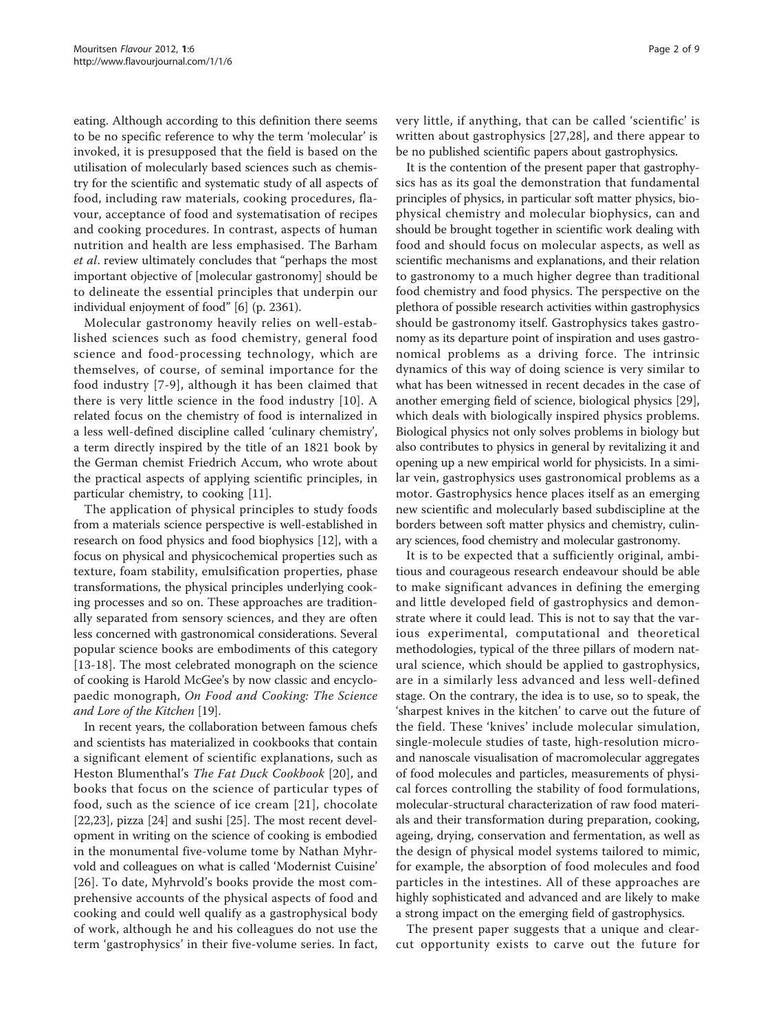eating. Although according to this definition there seems to be no specific reference to why the term 'molecular' is invoked, it is presupposed that the field is based on the utilisation of molecularly based sciences such as chemistry for the scientific and systematic study of all aspects of food, including raw materials, cooking procedures, flavour, acceptance of food and systematisation of recipes and cooking procedures. In contrast, aspects of human nutrition and health are less emphasised. The Barham *et al*. review ultimately concludes that "perhaps the most important objective of [molecular gastronomy] should be to delineate the essential principles that underpin our individual enjoyment of food" [6] (p. 2361).

Molecular gastronomy heavily relies on well-established sciences such as food chemistry, general food science and food-processing technology, which are themselves, of course, of seminal importance for the food industry [7-9], although it has been claimed that there is very little science in the food industry [10]. A related focus on the chemistry of food is internalized in a less well-defined discipline called 'culinary chemistry', a term directly inspired by the title of an 1821 book by the German chemist Friedrich Accum, who wrote about the practical aspects of applying scientific principles, in particular chemistry, to cooking [11].

The application of physical principles to study foods from a materials science perspective is well-established in research on food physics and food biophysics [12], with a focus on physical and physicochemical properties such as texture, foam stability, emulsification properties, phase transformations, the physical principles underlying cooking processes and so on. These approaches are traditionally separated from sensory sciences, and they are often less concerned with gastronomical considerations. Several popular science books are embodiments of this category [13-18]. The most celebrated monograph on the science of cooking is Harold McGee's by now classic and encyclopaedic monograph, *On Food and Cooking: The Science and Lore of the Kitchen* [19].

In recent years, the collaboration between famous chefs and scientists has materialized in cookbooks that contain a significant element of scientific explanations, such as Heston Blumenthal's *The Fat Duck Cookbook* [20], and books that focus on the science of particular types of food, such as the science of ice cream [21], chocolate [22,23], pizza [24] and sushi [25]. The most recent development in writing on the science of cooking is embodied in the monumental five-volume tome by Nathan Myhrvold and colleagues on what is called 'Modernist Cuisine' [26]. To date, Myhrvold's books provide the most comprehensive accounts of the physical aspects of food and cooking and could well qualify as a gastrophysical body of work, although he and his colleagues do not use the term 'gastrophysics' in their five-volume series. In fact, very little, if anything, that can be called 'scientific' is written about gastrophysics [27,28], and there appear to be no published scientific papers about gastrophysics.

It is the contention of the present paper that gastrophysics has as its goal the demonstration that fundamental principles of physics, in particular soft matter physics, biophysical chemistry and molecular biophysics, can and should be brought together in scientific work dealing with food and should focus on molecular aspects, as well as scientific mechanisms and explanations, and their relation to gastronomy to a much higher degree than traditional food chemistry and food physics. The perspective on the plethora of possible research activities within gastrophysics should be gastronomy itself. Gastrophysics takes gastronomy as its departure point of inspiration and uses gastronomical problems as a driving force. The intrinsic dynamics of this way of doing science is very similar to what has been witnessed in recent decades in the case of another emerging field of science, biological physics [29], which deals with biologically inspired physics problems. Biological physics not only solves problems in biology but also contributes to physics in general by revitalizing it and opening up a new empirical world for physicists. In a similar vein, gastrophysics uses gastronomical problems as a motor. Gastrophysics hence places itself as an emerging new scientific and molecularly based subdiscipline at the borders between soft matter physics and chemistry, culinary sciences, food chemistry and molecular gastronomy.

It is to be expected that a sufficiently original, ambitious and courageous research endeavour should be able to make significant advances in defining the emerging and little developed field of gastrophysics and demonstrate where it could lead. This is not to say that the various experimental, computational and theoretical methodologies, typical of the three pillars of modern natural science, which should be applied to gastrophysics, are in a similarly less advanced and less well-defined stage. On the contrary, the idea is to use, so to speak, the 'sharpest knives in the kitchen' to carve out the future of the field. These 'knives' include molecular simulation, single-molecule studies of taste, high-resolution micro- and nanoscale visualisation of macromolecular aggregates of food molecules and particles, measurements of physical forces controlling the stability of food formulations, molecular-structural characterization of raw food materials and their transformation during preparation, cooking, ageing, drying, conservation and fermentation, as well as the design of physical model systems tailored to mimic, for example, the absorption of food molecules and food particles in the intestines. All of these approaches are highly sophisticated and advanced and are likely to make a strong impact on the emerging field of gastrophysics.

The present paper suggests that a unique and clear-cut opportunity exists to carve out the future for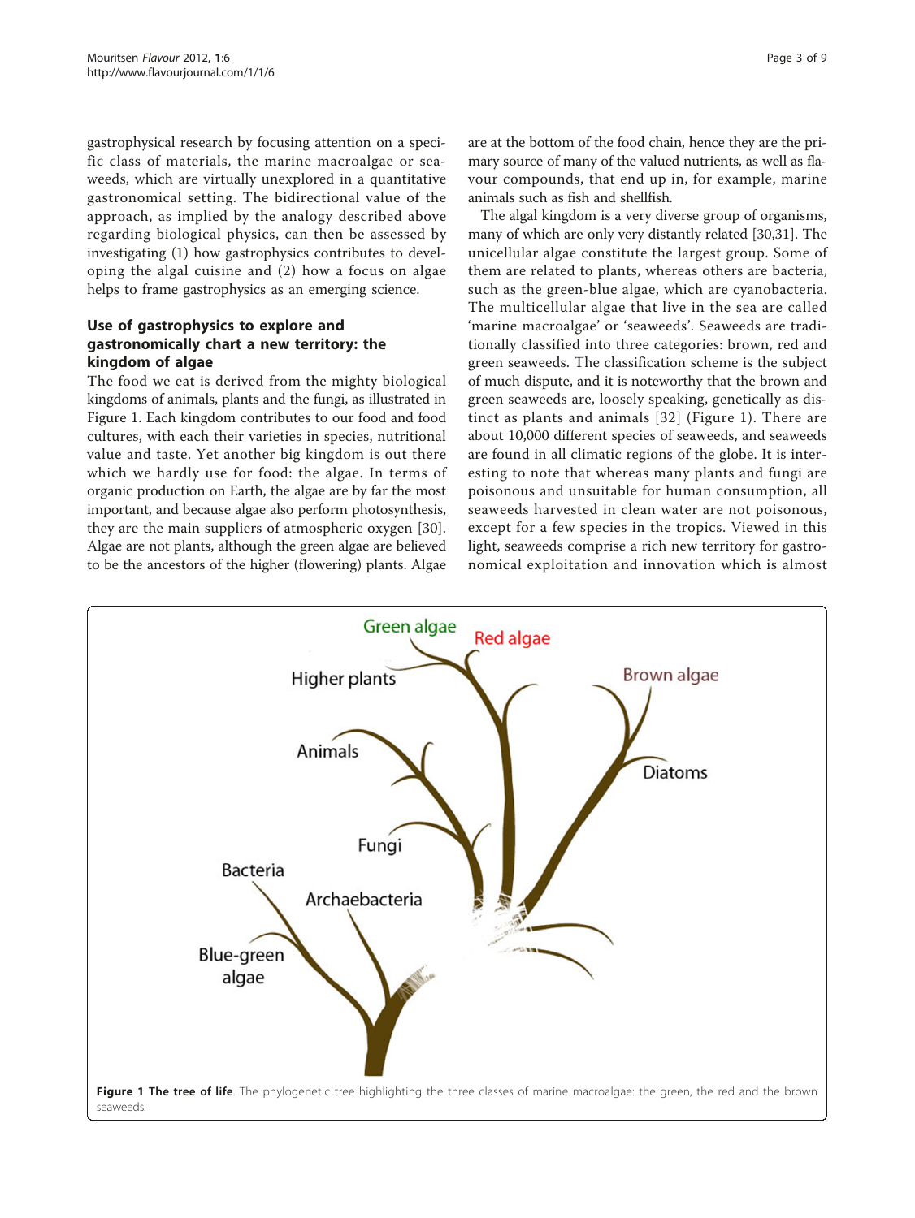gastrophysical research by focusing attention on a specific class of materials, the marine macroalgae or seaweeds, which are virtually unexplored in a quantitative gastronomical setting. The bidirectional value of the approach, as implied by the analogy described above regarding biological physics, can then be assessed by investigating (1) how gastrophysics contributes to developing the algal cuisine and (2) how a focus on algae helps to frame gastrophysics as an emerging science.

## Use of gastrophysics to explore and gastronomically chart a new territory: the kingdom of algae

The food we eat is derived from the mighty biological kingdoms of animals, plants and the fungi, as illustrated in Figure 1. Each kingdom contributes to our food and food cultures, with each their varieties in species, nutritional value and taste. Yet another big kingdom is out there which we hardly use for food: the algae. In terms of organic production on Earth, the algae are by far the most important, and because algae also perform photosynthesis, they are the main suppliers of atmospheric oxygen [30]. Algae are not plants, although the green algae are believed to be the ancestors of the higher (flowering) plants. Algae are at the bottom of the food chain, hence they are the primary source of many of the valued nutrients, as well as flavour compounds, that end up in, for example, marine animals such as fish and shellfish.

The algal kingdom is a very diverse group of organisms, many of which are only very distantly related [30,31]. The unicellular algae constitute the largest group. Some of them are related to plants, whereas others are bacteria, such as the green-blue algae, which are cyanobacteria. The multicellular algae that live in the sea are called 'marine macroalgae' or 'seaweeds'. Seaweeds are traditionally classified into three categories: brown, red and green seaweeds. The classification scheme is the subject of much dispute, and it is noteworthy that the brown and green seaweeds are, loosely speaking, genetically as distinct as plants and animals [32] (Figure 1). There are about 10,000 different species of seaweeds, and seaweeds are found in all climatic regions of the globe. It is interesting to note that whereas many plants and fungi are poisonous and unsuitable for human consumption, all seaweeds harvested in clean water are not poisonous, except for a few species in the tropics. Viewed in this light, seaweeds comprise a rich new territory for gastronomical exploitation and innovation which is almost

**Figure 1 The tree of life**. The phylogenetic tree highlighting the three classes of marine macroalgae: the green, the red and the brown seaweeds.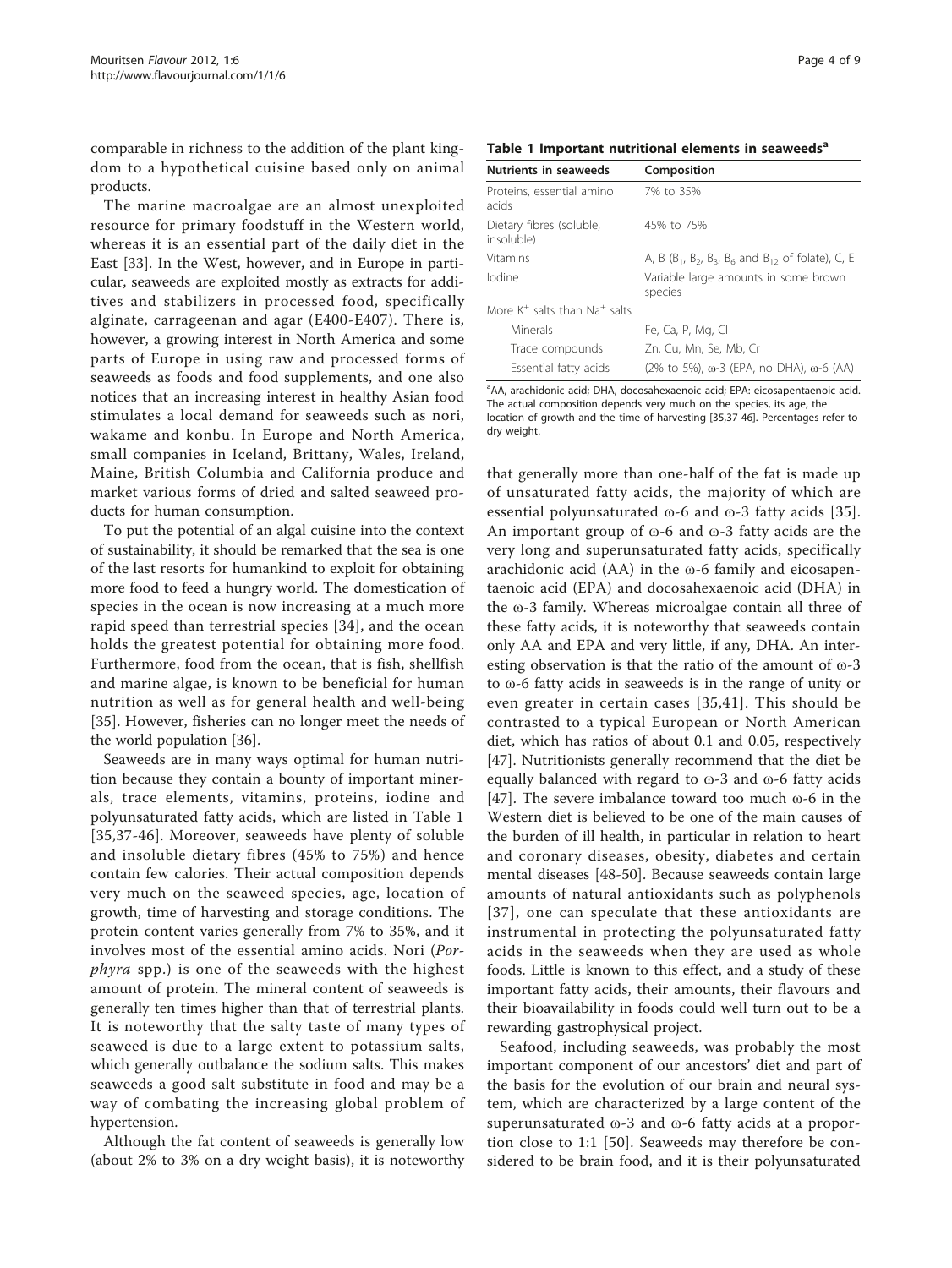comparable in richness to the addition of the plant kingdom to a hypothetical cuisine based only on animal products.

The marine macroalgae are an almost unexploited resource for primary foodstuff in the Western world, whereas it is an essential part of the daily diet in the East [33]. In the West, however, and in Europe in particular, seaweeds are exploited mostly as extracts for additives and stabilizers in processed food, specifically alginate, carrageenan and agar (E400-E407). There is, however, a growing interest in North America and some parts of Europe in using raw and processed forms of seaweeds as foods and food supplements, and one also notices that an increasing interest in healthy Asian food stimulates a local demand for seaweeds such as nori, wakame and konbu. In Europe and North America, small companies in Iceland, Brittany, Wales, Ireland, Maine, British Columbia and California produce and market various forms of dried and salted seaweed products for human consumption.

To put the potential of an algal cuisine into the context of sustainability, it should be remarked that the sea is one of the last resorts for humankind to exploit for obtaining more food to feed a hungry world. The domestication of species in the ocean is now increasing at a much more rapid speed than terrestrial species [34], and the ocean holds the greatest potential for obtaining more food. Furthermore, food from the ocean, that is fish, shellfish and marine algae, is known to be beneficial for human nutrition as well as for general health and well-being [35]. However, fisheries can no longer meet the needs of the world population [36].

Seaweeds are in many ways optimal for human nutrition because they contain a bounty of important minerals, trace elements, vitamins, proteins, iodine and polyunsaturated fatty acids, which are listed in Table 1 [35,37-46]. Moreover, seaweeds have plenty of soluble and insoluble dietary fibres (45% to 75%) and hence contain few calories. Their actual composition depends very much on the seaweed species, age, location of growth, time of harvesting and storage conditions. The protein content varies generally from 7% to 35%, and it involves most of the essential amino acids. Nori (*Porphyra* spp.) is one of the seaweeds with the highest amount of protein. The mineral content of seaweeds is generally ten times higher than that of terrestrial plants. It is noteworthy that the salty taste of many types of seaweed is due to a large extent to potassium salts, which generally outbalance the sodium salts. This makes seaweeds a good salt substitute in food and may be a way of combating the increasing global problem of hypertension.

Although the fat content of seaweeds is generally low (about 2% to 3% on a dry weight basis), it is noteworthy that generally more than one-half of the fat is made up of unsaturated fatty acids, the majority of which are essential polyunsaturated ω-6 and ω-3 fatty acids [35]. An important group of ω-6 and ω-3 fatty acids are the very long and superunsaturated fatty acids, specifically arachidonic acid (AA) in the ω-6 family and eicosapentaenoic acid (EPA) and docosahexaenoic acid (DHA) in the ω-3 family. Whereas microalgae contain all three of these fatty acids, it is noteworthy that seaweeds contain only AA and EPA and very little, if any, DHA. An interesting observation is that the ratio of the amount of ω-3 to ω-6 fatty acids in seaweeds is in the range of unity or even greater in certain cases [35,41]. This should be contrasted to a typical European or North American diet, which has ratios of about 0.1 and 0.05, respectively [47]. Nutritionists generally recommend that the diet be equally balanced with regard to ω-3 and ω-6 fatty acids [47]. The severe imbalance toward too much ω-6 in the Western diet is believed to be one of the main causes of the burden of ill health, in particular in relation to heart and coronary diseases, obesity, diabetes and certain mental diseases [48-50]. Because seaweeds contain large amounts of natural antioxidants such as polyphenols [37], one can speculate that these antioxidants are instrumental in protecting the polyunsaturated fatty acids in the seaweeds when they are used as whole foods. Little is known to this effect, and a study of these important fatty acids, their amounts, their flavours and their bioavailability in foods could well turn out to be a rewarding gastrophysical project.

Seafood, including seaweeds, was probably the most important component of our ancestors' diet and part of the basis for the evolution of our brain and neural system, which are characterized by a large content of the superunsaturated ω-3 and ω-6 fatty acids at a proportion close to 1:1 [50]. Seaweeds may therefore be considered to be brain food, and it is their polyunsaturated

**Table 1 Important nutritional elements in seaweeds[a]**

| Nutrients in seaweeds | Composition |
|---|---|
| Proteins, essential amino acids | 7% to 35% |
| Dietary fibres (soluble, insoluble) | 45% to 75% |
| Vitamins | A, B ($B_1$, $B_2$, $B_3$, $B_6$ and $B_{12}$ of folate), C, E |
| Iodine | Variable large amounts in some brown species |
| More $K^+$ salts than $Na^+$ salts | |
| Minerals | Fe, Ca, P, Mg, Cl |
| Trace compounds | Zn, Cu, Mn, Se, Mb, Cr |
| Essential fatty acids | (2% to 5%), ω-3 (EPA, no DHA), ω-6 (AA) |

[a]AA, arachidonic acid; DHA, docosahexaenoic acid; EPA: eicosapentaenoic acid. The actual composition depends very much on the species, its age, the location of growth and the time of harvesting [35,37-46]. Percentages refer to dry weight.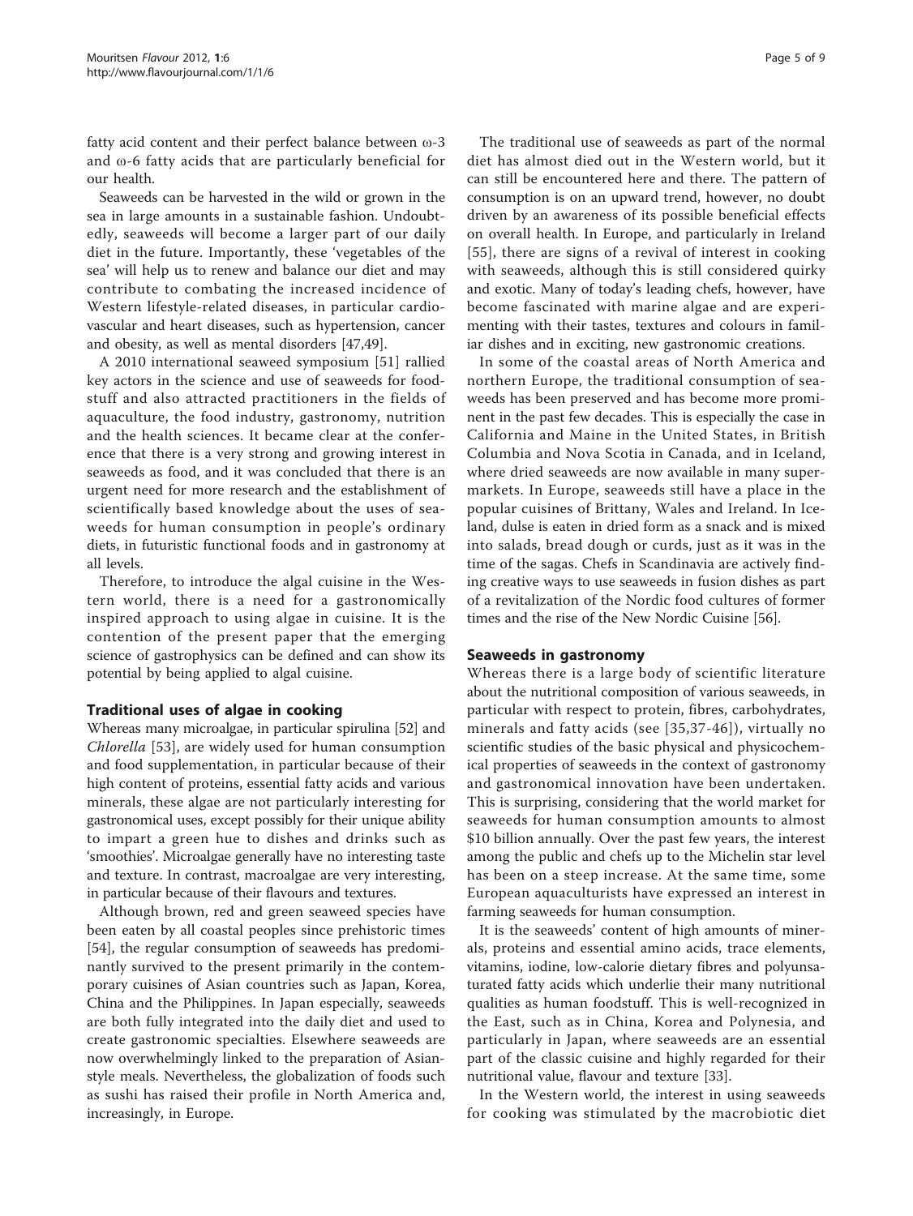fatty acid content and their perfect balance between ω-3 and ω-6 fatty acids that are particularly beneficial for our health.

Seaweeds can be harvested in the wild or grown in the sea in large amounts in a sustainable fashion. Undoubtedly, seaweeds will become a larger part of our daily diet in the future. Importantly, these 'vegetables of the sea' will help us to renew and balance our diet and may contribute to combating the increased incidence of Western lifestyle-related diseases, in particular cardiovascular and heart diseases, such as hypertension, cancer and obesity, as well as mental disorders [47,49].

A 2010 international seaweed symposium [51] rallied key actors in the science and use of seaweeds for foodstuff and also attracted practitioners in the fields of aquaculture, the food industry, gastronomy, nutrition and the health sciences. It became clear at the conference that there is a very strong and growing interest in seaweeds as food, and it was concluded that there is an urgent need for more research and the establishment of scientifically based knowledge about the uses of seaweeds for human consumption in people's ordinary diets, in futuristic functional foods and in gastronomy at all levels.

Therefore, to introduce the algal cuisine in the Western world, there is a need for a gastronomically inspired approach to using algae in cuisine. It is the contention of the present paper that the emerging science of gastrophysics can be defined and can show its potential by being applied to algal cuisine.

## Traditional uses of algae in cooking

Whereas many microalgae, in particular spirulina [52] and *Chlorella* [53], are widely used for human consumption and food supplementation, in particular because of their high content of proteins, essential fatty acids and various minerals, these algae are not particularly interesting for gastronomical uses, except possibly for their unique ability to impart a green hue to dishes and drinks such as 'smoothies'. Microalgae generally have no interesting taste and texture. In contrast, macroalgae are very interesting, in particular because of their flavours and textures.

Although brown, red and green seaweed species have been eaten by all coastal peoples since prehistoric times [54], the regular consumption of seaweeds has predominantly survived to the present primarily in the contemporary cuisines of Asian countries such as Japan, Korea, China and the Philippines. In Japan especially, seaweeds are both fully integrated into the daily diet and used to create gastronomic specialties. Elsewhere seaweeds are now overwhelmingly linked to the preparation of Asian-style meals. Nevertheless, the globalization of foods such as sushi has raised their profile in North America and, increasingly, in Europe.

The traditional use of seaweeds as part of the normal diet has almost died out in the Western world, but it can still be encountered here and there. The pattern of consumption is on an upward trend, however, no doubt driven by an awareness of its possible beneficial effects on overall health. In Europe, and particularly in Ireland [55], there are signs of a revival of interest in cooking with seaweeds, although this is still considered quirky and exotic. Many of today's leading chefs, however, have become fascinated with marine algae and are experimenting with their tastes, textures and colours in familiar dishes and in exciting, new gastronomic creations.

In some of the coastal areas of North America and northern Europe, the traditional consumption of seaweeds has been preserved and has become more prominent in the past few decades. This is especially the case in California and Maine in the United States, in British Columbia and Nova Scotia in Canada, and in Iceland, where dried seaweeds are now available in many supermarkets. In Europe, seaweeds still have a place in the popular cuisines of Brittany, Wales and Ireland. In Iceland, dulse is eaten in dried form as a snack and is mixed into salads, bread dough or curds, just as it was in the time of the sagas. Chefs in Scandinavia are actively finding creative ways to use seaweeds in fusion dishes as part of a revitalization of the Nordic food cultures of former times and the rise of the New Nordic Cuisine [56].

## Seaweeds in gastronomy

Whereas there is a large body of scientific literature about the nutritional composition of various seaweeds, in particular with respect to protein, fibres, carbohydrates, minerals and fatty acids (see [35,37-46]), virtually no scientific studies of the basic physical and physicochemical properties of seaweeds in the context of gastronomy and gastronomical innovation have been undertaken. This is surprising, considering that the world market for seaweeds for human consumption amounts to almost \$10 billion annually. Over the past few years, the interest among the public and chefs up to the Michelin star level has been on a steep increase. At the same time, some European aquaculturists have expressed an interest in farming seaweeds for human consumption.

It is the seaweeds' content of high amounts of minerals, proteins and essential amino acids, trace elements, vitamins, iodine, low-calorie dietary fibres and polyunsaturated fatty acids which underlie their many nutritional qualities as human foodstuff. This is well-recognized in the East, such as in China, Korea and Polynesia, and particularly in Japan, where seaweeds are an essential part of the classic cuisine and highly regarded for their nutritional value, flavour and texture [33].

In the Western world, the interest in using seaweeds for cooking was stimulated by the macrobiotic diet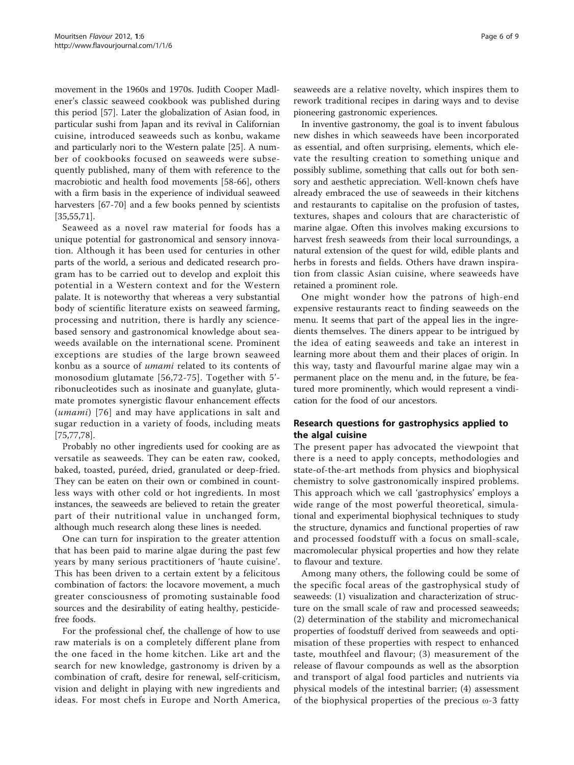movement in the 1960s and 1970s. Judith Cooper Madlener's classic seaweed cookbook was published during this period [57]. Later the globalization of Asian food, in particular sushi from Japan and its revival in Californian cuisine, introduced seaweeds such as konbu, wakame and particularly nori to the Western palate [25]. A number of cookbooks focused on seaweeds were subsequently published, many of them with reference to the macrobiotic and health food movements [58-66], others with a firm basis in the experience of individual seaweed harvesters [67-70] and a few books penned by scientists [35,55,71].

Seaweed as a novel raw material for foods has a unique potential for gastronomical and sensory innovation. Although it has been used for centuries in other parts of the world, a serious and dedicated research program has to be carried out to develop and exploit this potential in a Western context and for the Western palate. It is noteworthy that whereas a very substantial body of scientific literature exists on seaweed farming, processing and nutrition, there is hardly any science-based sensory and gastronomical knowledge about seaweeds available on the international scene. Prominent exceptions are studies of the large brown seaweed konbu as a source of *umami* related to its contents of monosodium glutamate [56,72-75]. Together with 5'-ribonucleotides such as inosinate and guanylate, glutamate promotes synergistic flavour enhancement effects (*umami*) [76] and may have applications in salt and sugar reduction in a variety of foods, including meats [75,77,78].

Probably no other ingredients used for cooking are as versatile as seaweeds. They can be eaten raw, cooked, baked, toasted, puréed, dried, granulated or deep-fried. They can be eaten on their own or combined in countless ways with other cold or hot ingredients. In most instances, the seaweeds are believed to retain the greater part of their nutritional value in unchanged form, although much research along these lines is needed.

One can turn for inspiration to the greater attention that has been paid to marine algae during the past few years by many serious practitioners of 'haute cuisine'. This has been driven to a certain extent by a felicitous combination of factors: the locavore movement, a much greater consciousness of promoting sustainable food sources and the desirability of eating healthy, pesticide-free foods.

For the professional chef, the challenge of how to use raw materials is on a completely different plane from the one faced in the home kitchen. Like art and the search for new knowledge, gastronomy is driven by a combination of craft, desire for renewal, self-criticism, vision and delight in playing with new ingredients and ideas. For most chefs in Europe and North America, seaweeds are a relative novelty, which inspires them to rework traditional recipes in daring ways and to devise pioneering gastronomic experiences.

In inventive gastronomy, the goal is to invent fabulous new dishes in which seaweeds have been incorporated as essential, and often surprising, elements, which elevate the resulting creation to something unique and possibly sublime, something that calls out for both sensory and aesthetic appreciation. Well-known chefs have already embraced the use of seaweeds in their kitchens and restaurants to capitalise on the profusion of tastes, textures, shapes and colours that are characteristic of marine algae. Often this involves making excursions to harvest fresh seaweeds from their local surroundings, a natural extension of the quest for wild, edible plants and herbs in forests and fields. Others have drawn inspiration from classic Asian cuisine, where seaweeds have retained a prominent role.

One might wonder how the patrons of high-end expensive restaurants react to finding seaweeds on the menu. It seems that part of the appeal lies in the ingredients themselves. The diners appear to be intrigued by the idea of eating seaweeds and take an interest in learning more about them and their places of origin. In this way, tasty and flavourful marine algae may win a permanent place on the menu and, in the future, be featured more prominently, which would represent a vindication for the food of our ancestors.

## Research questions for gastrophysics applied to the algal cuisine

The present paper has advocated the viewpoint that there is a need to apply concepts, methodologies and state-of-the-art methods from physics and biophysical chemistry to solve gastronomically inspired problems. This approach which we call 'gastrophysics' employs a wide range of the most powerful theoretical, simulational and experimental biophysical techniques to study the structure, dynamics and functional properties of raw and processed foodstuff with a focus on small-scale, macromolecular physical properties and how they relate to flavour and texture.

Among many others, the following could be some of the specific focal areas of the gastrophysical study of seaweeds: (1) visualization and characterization of structure on the small scale of raw and processed seaweeds; (2) determination of the stability and micromechanical properties of foodstuff derived from seaweeds and optimisation of these properties with respect to enhanced taste, mouthfeel and flavour; (3) measurement of the release of flavour compounds as well as the absorption and transport of algal food particles and nutrients via physical models of the intestinal barrier; (4) assessment of the biophysical properties of the precious ω-3 fatty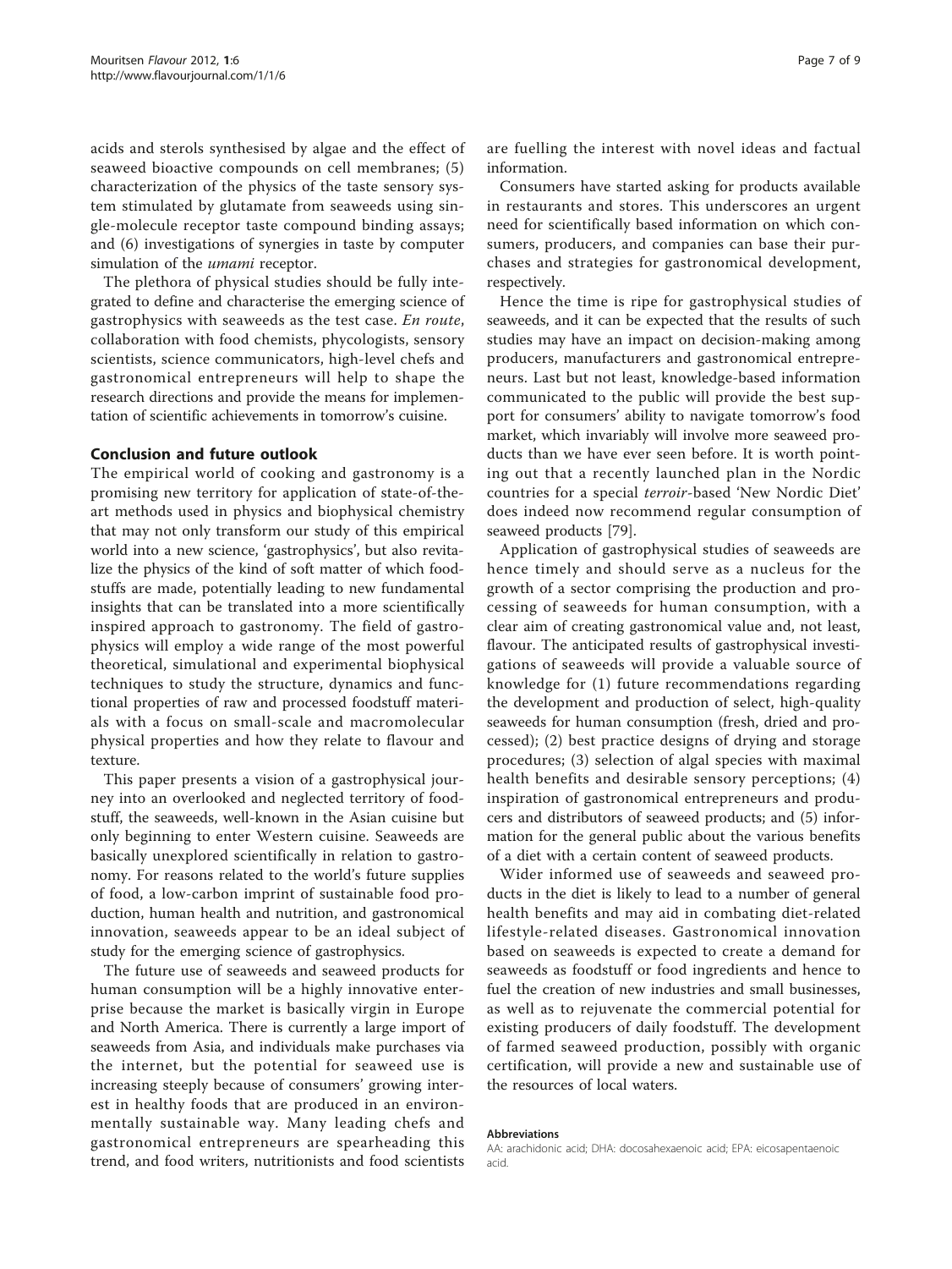acids and sterols synthesised by algae and the effect of seaweed bioactive compounds on cell membranes; (5) characterization of the physics of the taste sensory system stimulated by glutamate from seaweeds using single-molecule receptor taste compound binding assays; and (6) investigations of synergies in taste by computer simulation of the *umami* receptor.

The plethora of physical studies should be fully integrated to define and characterise the emerging science of gastrophysics with seaweeds as the test case. *En route*, collaboration with food chemists, phycologists, sensory scientists, science communicators, high-level chefs and gastronomical entrepreneurs will help to shape the research directions and provide the means for implementation of scientific achievements in tomorrow's cuisine.

## Conclusion and future outlook

The empirical world of cooking and gastronomy is a promising new territory for application of state-of-the-art methods used in physics and biophysical chemistry that may not only transform our study of this empirical world into a new science, 'gastrophysics', but also revitalize the physics of the kind of soft matter of which foodstuffs are made, potentially leading to new fundamental insights that can be translated into a more scientifically inspired approach to gastronomy. The field of gastrophysics will employ a wide range of the most powerful theoretical, simulational and experimental biophysical techniques to study the structure, dynamics and functional properties of raw and processed foodstuff materials with a focus on small-scale and macromolecular physical properties and how they relate to flavour and texture.

This paper presents a vision of a gastrophysical journey into an overlooked and neglected territory of foodstuff, the seaweeds, well-known in the Asian cuisine but only beginning to enter Western cuisine. Seaweeds are basically unexplored scientifically in relation to gastronomy. For reasons related to the world's future supplies of food, a low-carbon imprint of sustainable food production, human health and nutrition, and gastronomical innovation, seaweeds appear to be an ideal subject of study for the emerging science of gastrophysics.

The future use of seaweeds and seaweed products for human consumption will be a highly innovative enterprise because the market is basically virgin in Europe and North America. There is currently a large import of seaweeds from Asia, and individuals make purchases via the internet, but the potential for seaweed use is increasing steeply because of consumers' growing interest in healthy foods that are produced in an environmentally sustainable way. Many leading chefs and gastronomical entrepreneurs are spearheading this trend, and food writers, nutritionists and food scientists are fuelling the interest with novel ideas and factual information.

Consumers have started asking for products available in restaurants and stores. This underscores an urgent need for scientifically based information on which consumers, producers, and companies can base their purchases and strategies for gastronomical development, respectively.

Hence the time is ripe for gastrophysical studies of seaweeds, and it can be expected that the results of such studies may have an impact on decision-making among producers, manufacturers and gastronomical entrepreneurs. Last but not least, knowledge-based information communicated to the public will provide the best support for consumers' ability to navigate tomorrow's food market, which invariably will involve more seaweed products than we have ever seen before. It is worth pointing out that a recently launched plan in the Nordic countries for a special *terroir*-based 'New Nordic Diet' does indeed now recommend regular consumption of seaweed products [79].

Application of gastrophysical studies of seaweeds are hence timely and should serve as a nucleus for the growth of a sector comprising the production and processing of seaweeds for human consumption, with a clear aim of creating gastronomical value and, not least, flavour. The anticipated results of gastrophysical investigations of seaweeds will provide a valuable source of knowledge for (1) future recommendations regarding the development and production of select, high-quality seaweeds for human consumption (fresh, dried and processed); (2) best practice designs of drying and storage procedures; (3) selection of algal species with maximal health benefits and desirable sensory perceptions; (4) inspiration of gastronomical entrepreneurs and producers and distributors of seaweed products; and (5) information for the general public about the various benefits of a diet with a certain content of seaweed products.

Wider informed use of seaweeds and seaweed products in the diet is likely to lead to a number of general health benefits and may aid in combating diet-related lifestyle-related diseases. Gastronomical innovation based on seaweeds is expected to create a demand for seaweeds as foodstuff or food ingredients and hence to fuel the creation of new industries and small businesses, as well as to rejuvenate the commercial potential for existing producers of daily foodstuff. The development of farmed seaweed production, possibly with organic certification, will provide a new and sustainable use of the resources of local waters.

#### Abbreviations

AA: arachidonic acid; DHA: docosahexaenoic acid; EPA: eicosapentaenoic acid.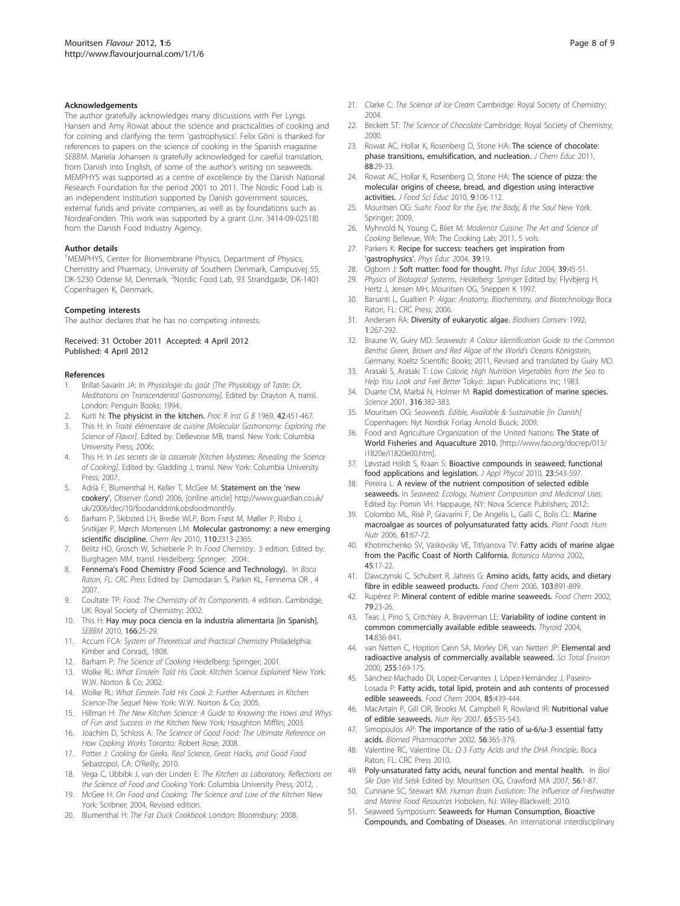### Acknowledgements

The author gratefully acknowledges many discussions with Per Lyngs Hansen and Amy Rowat about the science and practicalities of cooking and for coining and clarifying the term 'gastrophysics'. Felix Gõni is thanked for references to papers on the science of cooking in the Spanish magazine *SEBBM*. Mariela Johansen is gratefully acknowledged for careful translation, from Danish into English, of some of the author's writing on seaweeds. MEMPHYS was supported as a centre of excellence by the Danish National Research Foundation for the period 2001 to 2011. The Nordic Food Lab is an independent institution supported by Danish government sources, external funds and private companies, as well as by foundations such as NordeaFonden. This work was supported by a grant (J.nr. 3414-09-02518) from the Danish Food Industry Agency.

### Author details

[1]MEMPHYS, Center for Biomembrane Physics, Department of Physics, Chemistry and Pharmacy, University of Southern Denmark, Campusvej 55, DK-5230 Odense M, Denmark. [2]Nordic Food Lab, 93 Strandgade, DK-1401 Copenhagen K, Denmark.

### Competing interests

The author declares that he has no competing interests.

Received: 31 October 2011 Accepted: 4 April 2012
Published: 4 April 2012

### References

1. Brillat-Savarin JA: In *Physiologie du goût [The Physiology of Taste: Or, Meditations on Transcendental Gastronomy].* Edited by: Drayton A, transl. London: Penguin Books; 1994:.
2. Kurti N: **The physicist in the kitchen.** *Proc R Inst G B* 1969, **42**:451-467.
3. This H: In *Traité élémentaire de cuisine [Molecular Gastronomy: Exploring the Science of Flavor].* Edited by: DeBevoise MB, transl. New York: Columbia University Press; 2006:.
4. This H: In *Les secrets de la casserole [Kitchen Mysteries: Revealing the Science of Cooking].* Edited by: Gladding J, transl. New York: Columbia University Press; 2007:.
5. Adrià F, Blumenthal H, Keller T, McGee M: **Statement on the 'new cookery'.** *Observer (Lond)* 2006, [online article] http://www.guardian.co.uk/uk/2006/dec/10/foodanddrink.obsfoodmonthly.
6. Barham P, Skibsted LH, Bredie WLP, Bom Frøst M, Møller P, Risbo J, Snitkjær P, Mørch Mortensen LM: **Molecular gastronomy: a new emerging scientific discipline.** *Chem Rev* 2010, **110**:2313-2365.
7. Belitz HD, Grosch W, Schieberle P: In *Food Chemistry..* 3 edition. Edited by: Burghagen MM, transl. Heidelberg: Springer; 2004:.
8. **Fennema's Food Chemistry (Food Science and Technology).** In *Boca Raton, FL: CRC Press* Edited by: Damodaran S, Parkin KL, Fennema OR , 4 2007.
9. Coultate TP: *Food: The Chemistry of Its Components.* 4 edition. Cambridge, UK: Royal Society of Chemistry; 2002.
10. This H: **Hay muy poca ciencia en la industria alimentaria [in Spanish].** *SEBBM* 2010, **166**:25-29.
11. Accum FCA: *System of Theoretical and Practical Chemistry* Philadelphia: Kimber and Conrad;, 1808.
12. Barham P: *The Science of Cooking* Heidelberg: Springer; 2001.
13. Wolke RL: *What Einstein Told His Cook: Kitchen Science Explained* New York: W.W. Norton & Co; 2002.
14. Wolke RL: *What Einstein Told His Cook 2: Further Adventures in Kitchen Science-The Sequel* New York: W.W. Norton & Co; 2005.
15. Hillman H: *The New Kitchen Science: A Guide to Knowing the Hows and Whys of Fun and Success in the Kitchen* New York: Houghton Mifflin; 2003.
16. Joachim D, Schloss A: *The Science of Good Food: The Ultimate Reference on How Cooking Works* Toronto: Robert Rose; 2008.
17. Potter J: *Cooking for Geeks. Real Science, Great Hacks, and Good Food* Sebastopol, CA: O'Reilly; 2010.
18. Vega C, Ubbibk J, van der Linden E: *The Kitchen as Laboratory. Reflections on the Science of Food and Cooking* York: Columbia University Press; 2012, .
19. McGee H: *On Food and Cooking: The Science and Lore of the Kitchen* New York: Scribner; 2004, Revised edition.
20. Blumenthal H: *The Fat Duck Cookbook* London: Bloomsbury; 2008.
21. Clarke C: *The Science of Ice Cream* Cambridge: Royal Society of Chemistry; 2004.
22. Beckett ST: *The Science of Chocolate* Cambridge: Royal Society of Chemistry; 2000.
23. Rowat AC, Hollar K, Rosenberg D, Stone HA: **The science of chocolate: phase transitions, emulsification, and nucleation.** *J Chem Educ* 2011, **88**:29-33.
24. Rowat AC, Hollar K, Rosenberg D, Stone HA: **The science of pizza: the molecular origins of cheese, bread, and digestion using interactive activities.** *J Food Sci Educ* 2010, **9**:106-112.
25. Mouritsen OG: *Sushi: Food for the Eye, the Body, & the Soul* New York: Springer; 2009.
26. Myhrvold N, Young C, Bilet M: *Modernist Cuisine: The Art and Science of Cooking* Bellevue, WA: The Cooking Lab; 2011, 5 vols.
27. Parkers K: **Recipe for success: teachers get inspiration from 'gastrophysics'.** *Phys Educ* 2004, **39**:19.
28. Ogborn J: **Soft matter: food for thought.** *Phys Educ* 2004, **39**:45-51.
29. *Physics of Biological Systems*. *Heidelberg: Springer* Edited by: Flyvbjerg H, Hertz J, Jensen MH, Mouritsen OG, Sneppen K 1997.
30. Barsanti L, Gualtieri P: *Algae: Anatomy, Biochemistry, and Biotechnology* Boca Raton, FL: CRC Press; 2006.
31. Andersen RA: **Diversity of eukaryotic algae.** *Biodivers Conserv* 1992, **1**:267-292.
32. Braune W, Guiry MD: *Seaweeds: A Colour Identification Guide to the Common Benthic Green, Brown and Red Algae of the World's Oceans* Königstein, Germany: Koeltz Scientific Books; 2011, Revised and translated by Guiry MD.
33. Arasaki S, Arasaki T: *Low Calorie, High Nutrition Vegetables from the Sea to Help You Look and Feel Better* Tokyo: Japan Publications Inc; 1983.
34. Duarte CM, Marbá N, Holmer M: **Rapid domestication of marine species.** *Science* 2001, **316**:382-383.
35. Mouritsen OG: *Seaweeds. Edible, Available & Sustainable [in Danish]* Copenhagen: Nyt Nordisk Forlag Arnold Busck; 2009.
36. Food and Agriculture Organization of the United Nations: **The State of World Fisheries and Aquaculture 2010.** [http://www.fao.org/docrep/013/i1820e/i1820e00.htm].
37. Løvstad Holdt S, Kraan S: **Bioactive compounds in seaweed; functional food applications and legislation.** *J Appl Phycol* 2010, **23**:543-597.
38. Pereira L: **A review of the nutrient composition of selected edible seaweeds.** In *Seaweed: Ecology, Nutrient Composition and Medicinal Uses.* Edited by: Pomin VH. Happauge, NY: Nova Science Publishers; 2012:.
39. Colombo ML, Risè P, Giavarini F, De Angelis L, Galli C, Bolis CL: **Marine macroalgae as sources of polyunsaturated fatty acids.** *Plant Foods Hum Nutr* 2006, **61**:67-72.
40. Khotimchenko SV, Vaskovsky VE, Titlyanova TV: **Fatty acids of marine algae from the Pacific Coast of North California.** *Botanica Marina* 2002, **45**:17-22.
41. Dawczynski C, Schubert R, Jahreis G: **Amino acids, fatty acids, and dietary fibre in edible seaweed products.** *Food Chem* 2006, **103**:891-899.
42. Rupérez P: **Mineral content of edible marine seaweeds.** *Food Chem* 2002, **79**:23-26.
43. Teas J, Pino S, Critchley A, Braverman LE: **Variability of iodine content in common commercially available edible seaweeds.** *Thyroid* 2004, **14**:836-841.
44. van Netten C, Hoption Cann SA, Morley DR, van Netten JP: **Elemental and radioactive analysis of commercially available seaweed.** *Sci Total Environ* 2000, **255**:169-175.
45. Sánchez-Machado DI, Lopez-Cervantes J, López-Hernández J, Paseiro-Losada P: **Fatty acids, total lipid, protein and ash contents of processed edible seaweeds.** *Food Chem* 2004, **85**:439-444.
46. MacArtain P, Gill CIR, Brooks M, Campbell R, Rowland IR: **Nutritional value of edible seaweeds.** *Nutr Rev* 2007, **65**:535-543.
47. Simopoulos AP: **The importance of the ratio of ω-6/ω-3 essential fatty acids.** *Biomed Pharmacother* 2002, **56**:365-379.
48. Valentine RC, Valentine DL: *Ω-3 Fatty Acids and the DHA Principle*. Boca Raton, FL: CRC Press 2010.
49. **Poly-unsaturated fatty acids, neural function and mental health.** In *Biol Skr Dan Vid Selsk* Edited by: Mouritsen OG, Crawford MA 2007, **56**:1-87.
50. Cunnane SC, Stewart KM: *Human Brain Evolution: The Influence of Freshwater and Marine Food Resources* Hoboken, NJ: Wiley-Blackwell; 2010.
51. Seaweed Symposium: **Seaweeds for Human Consumption, Bioactive Compounds, and Combating of Diseases.** An international interdisciplinary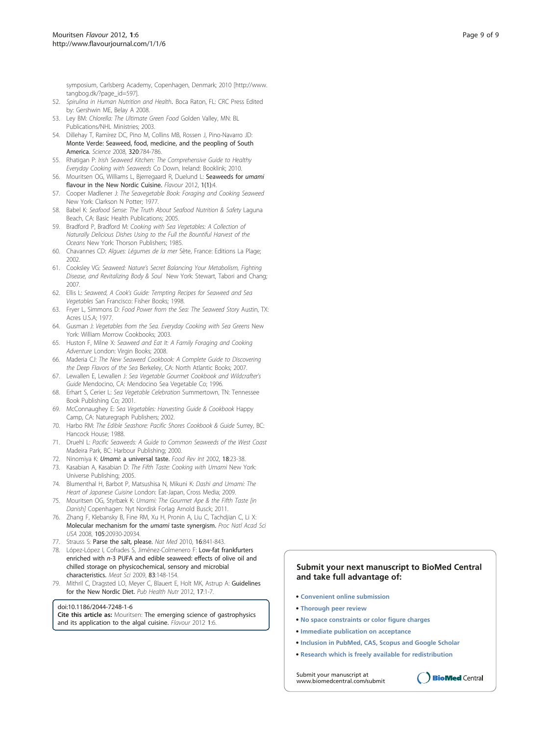symposium, Carlsberg Academy, Copenhagen, Denmark; 2010 [http://www.tangbog.dk/?page_id=597].

52. *Spirulina in Human Nutrition and Health*. Boca Raton, FL: CRC Press Edited by: Gershwin ME, Belay A 2008.
53. Ley BM: *Chlorella: The Ultimate Green Food* Golden Valley, MN: BL Publications/NHL Ministries; 2003.
54. Dillehay T, Ramírez DC, Pino M, Collins MB, Rossen J, Pino-Navarro JD: **Monte Verde: Seaweed, food, medicine, and the peopling of South America.** *Science* 2008, **320**:784-786.
55. Rhatigan P: *Irish Seaweed Kitchen: The Comprehensive Guide to Healthy Everyday Cooking with Seaweeds* Co Down, Ireland: Booklink; 2010.
56. Mouritsen OG, Williams L, Bjerregaard R, Duelund L: **Seaweeds for *umami* flavour in the New Nordic Cuisine.** *Flavour* 2012, **1(1)**:4.
57. Cooper Madlener J: *The Seavegetable Book: Foraging and Cooking Seaweed* New York: Clarkson N Potter; 1977.
58. Babel K: *Seafood Sense: The Truth About Seafood Nutrition & Safety* Laguna Beach, CA: Basic Health Publications; 2005.
59. Bradford P, Bradford M: *Cooking with Sea Vegetables: A Collection of Naturally Delicious Dishes Using to the Full the Bountiful Harvest of the Oceans* New York: Thorson Publishers; 1985.
60. Chavannes CD: *Algues: Légumes de la mer* Sète, France: Editions La Plage; 2002.
61. Cooksley VG: *Seaweed: Nature's Secret Balancing Your Metabolism, Fighting Disease, and Revitalizing Body & Soul* New York: Stewart, Tabori and Chang; 2007.
62. Ellis L: *Seaweed, A Cook's Guide: Tempting Recipes for Seaweed and Sea Vegetables* San Francisco: Fisher Books; 1998.
63. Fryer L, Simmons D: *Food Power from the Sea: The Seaweed Story* Austin, TX: Acres U.S.A; 1977.
64. Gusman J: *Vegetables from the Sea. Everyday Cooking with Sea Greens* New York: William Morrow Cookbooks; 2003.
65. Huston F, Milne X: *Seaweed and Eat It: A Family Foraging and Cooking Adventure* London: Virgin Books; 2008.
66. Maderia CJ: *The New Seaweed Cookbook: A Complete Guide to Discovering the Deep Flavors of the Sea* Berkeley, CA: North Atlantic Books; 2007.
67. Lewallen E, Lewallen J: *Sea Vegetable Gourmet Cookbook and Wildcrafter's Guide* Mendocino, CA: Mendocino Sea Vegetable Co; 1996.
68. Erhart S, Cerier L: *Sea Vegetable Celebration* Summertown, TN: Tennessee Book Publishing Co; 2001.
69. McConnaughey E: *Sea Vegetables: Harvesting Guide & Cookbook* Happy Camp, CA: Naturegraph Publishers; 2002.
70. Harbo RM: *The Edible Seashore: Pacific Shores Cookbook & Guide* Surrey, BC: Hancock House; 1988.
71. Druehl L: *Pacific Seaweeds: A Guide to Common Seaweeds of the West Coast* Madeira Park, BC: Harbour Publishing; 2000.
72. Ninomiya K: ***Umami*: a universal taste.** *Food Rev Int* 2002, **18**:23-38.
73. Kasabian A, Kasabian D: *The Fifth Taste: Cooking with Umami* New York: Universe Publishing; 2005.
74. Blumenthal H, Barbot P, Matsushisa N, Mikuni K: *Dashi and Umami: The Heart of Japanese Cuisine* London: Eat-Japan, Cross Media; 2009.
75. Mouritsen OG, Styrbæk K: *Umami: The Gourmet Ape & the Fifth Taste [in Danish]* Copenhagen: Nyt Nordisk Forlag Arnold Busck; 2011.
76. Zhang F, Klebansky B, Fine RM, Xu H, Pronin A, Liu C, Tachdjian C, Li X: **Molecular mechanism for the *umami* taste synergism.** *Proc Natl Acad Sci USA* 2008, **105**:20930-20934.
77. Strauss S: **Parse the salt, please.** *Nat Med* 2010, **16**:841-843.
78. López-López I, Cofrades S, Jiménez-Colmenero F: **Low-fat frankfurters enriched with *n*-3 PUFA and edible seaweed: effects of olive oil and chilled storage on physicochemical, sensory and microbial characteristics.** *Meat Sci* 2009, **83**:148-154.
79. Mithril C, Dragsted LO, Meyer C, Blauert E, Holt MK, Astrup A: **Guidelines for the New Nordic Diet.** *Pub Health Nutr* 2012, **17**:1-7.

doi:10.1186/2044-7248-1-6

**Cite this article as:** Mouritsen: The emerging science of gastrophysics and its application to the algal cuisine. *Flavour* 2012 1:6.

**Submit your next manuscript to BioMed Central and take full advantage of:**

- **Convenient online submission**
- **Thorough peer review**
- **No space constraints or color figure charges**
- **Immediate publication on acceptance**
- **Inclusion in PubMed, CAS, Scopus and Google Scholar**
- **Research which is freely available for redistribution**

Submit your manuscript at www.biomedcentral.com/submit

BioMed Central